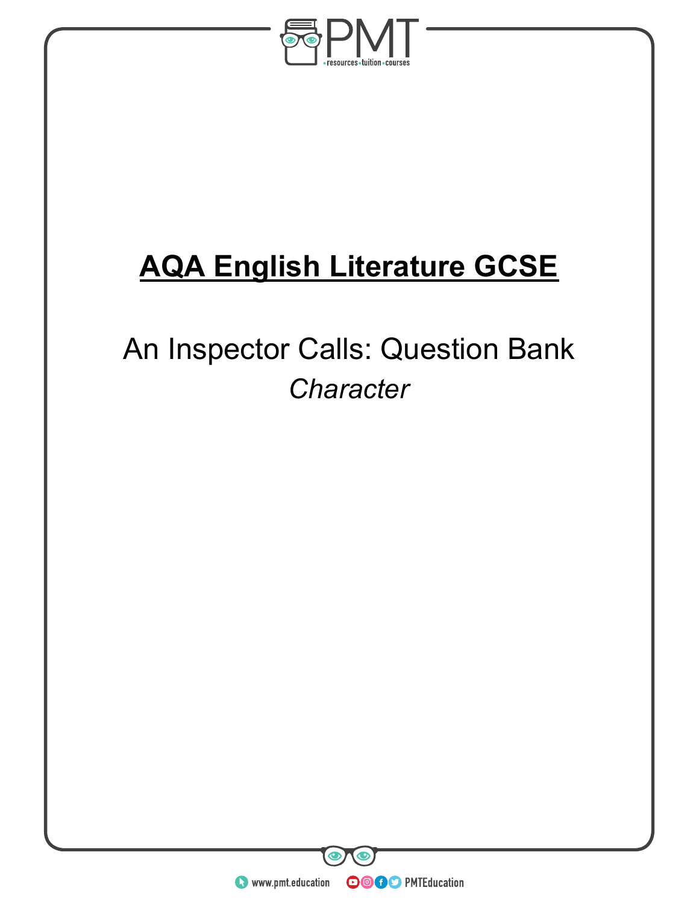# AQA English Literature GCSE

An Inspector Calls: Question Bank

*Character*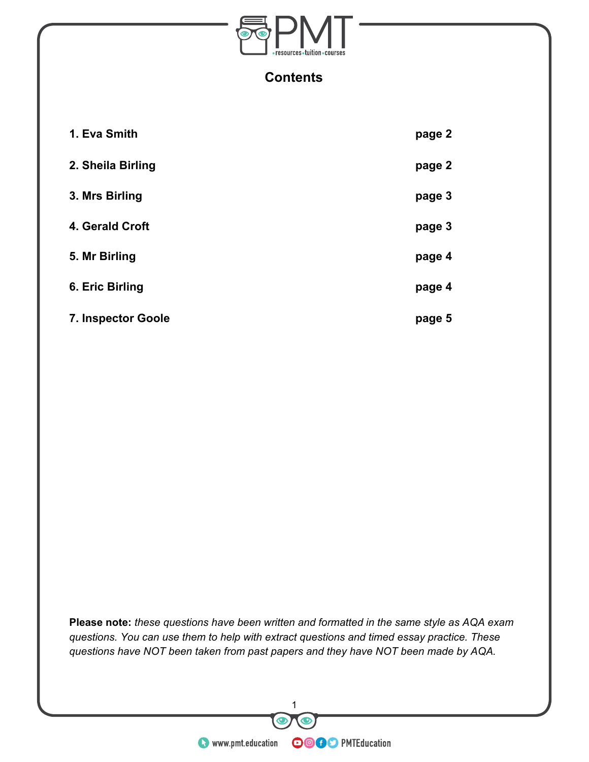## Contents

| | |
|---|---|
| **1. Eva Smith** | **page 2** |
| **2. Sheila Birling** | **page 2** |
| **3. Mrs Birling** | **page 3** |
| **4. Gerald Croft** | **page 3** |
| **5. Mr Birling** | **page 4** |
| **6. Eric Birling** | **page 4** |
| **7. Inspector Goole** | **page 5** |

**Please note:** *these questions have been written and formatted in the same style as AQA exam questions. You can use them to help with extract questions and timed essay practice. These questions have NOT been taken from past papers and they have NOT been made by AQA.*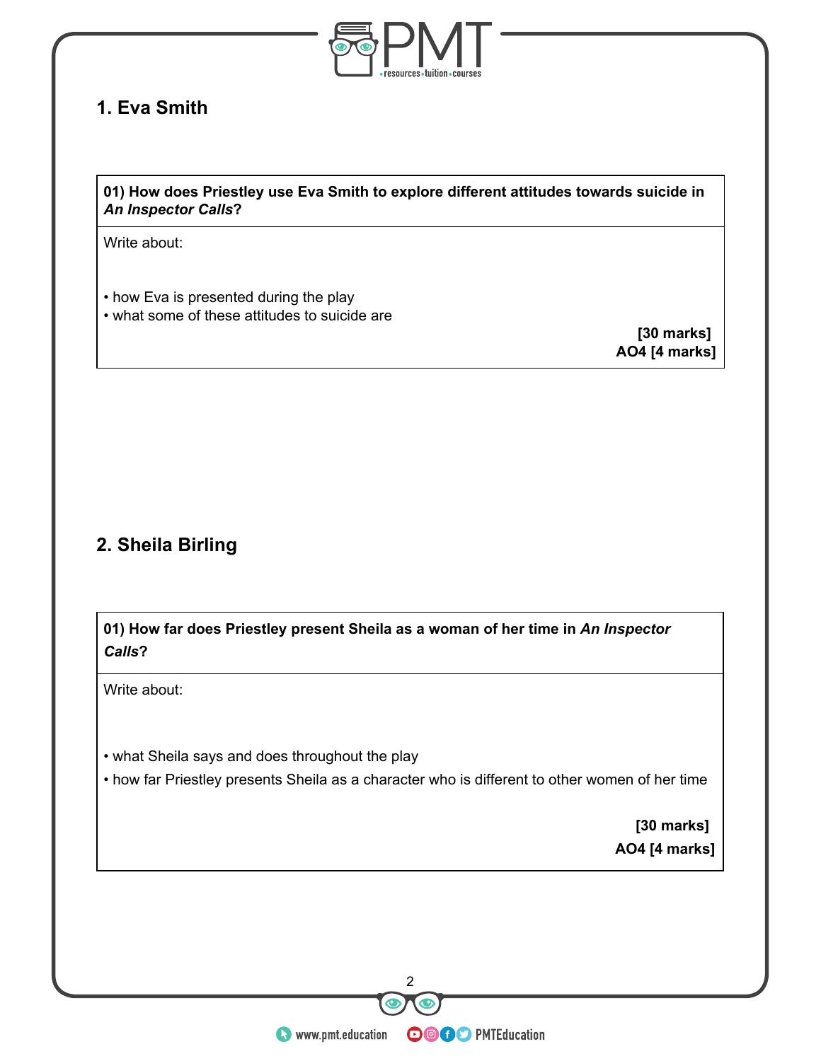## 1. Eva Smith

| **01) How does Priestley use Eva Smith to explore different attitudes towards suicide in *An Inspector Calls*?** |
|---|
| Write about:<br><br>• how Eva is presented during the play<br>• what some of these attitudes to suicide are<br><br>**[30 marks]**<br>**AO4 [4 marks]** |

## 2. Sheila Birling

| **01) How far does Priestley present Sheila as a woman of her time in *An Inspector Calls*?** |
|---|
| Write about:<br><br>• what Sheila says and does throughout the play<br>• how far Priestley presents Sheila as a character who is different to other women of her time<br><br>**[30 marks]**<br>**AO4 [4 marks]** |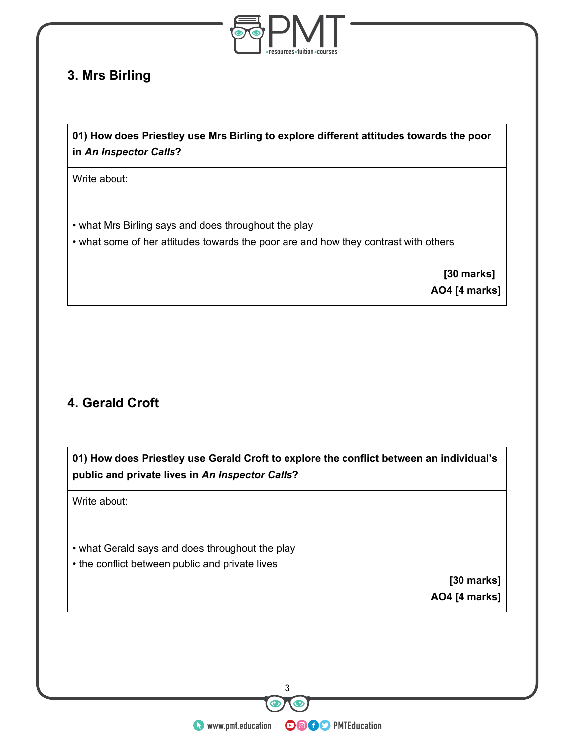## 3. Mrs Birling

| **01) How does Priestley use Mrs Birling to explore different attitudes towards the poor in *An Inspector Calls*?** |
|---|
| Write about:<br><br>• what Mrs Birling says and does throughout the play<br>• what some of her attitudes towards the poor are and how they contrast with others<br><br>**[30 marks]**<br>**AO4 [4 marks]** |

## 4. Gerald Croft

| **01) How does Priestley use Gerald Croft to explore the conflict between an individual's public and private lives in *An Inspector Calls*?** |
|---|
| Write about:<br><br>• what Gerald says and does throughout the play<br>• the conflict between public and private lives<br><br>**[30 marks]**<br>**AO4 [4 marks]** |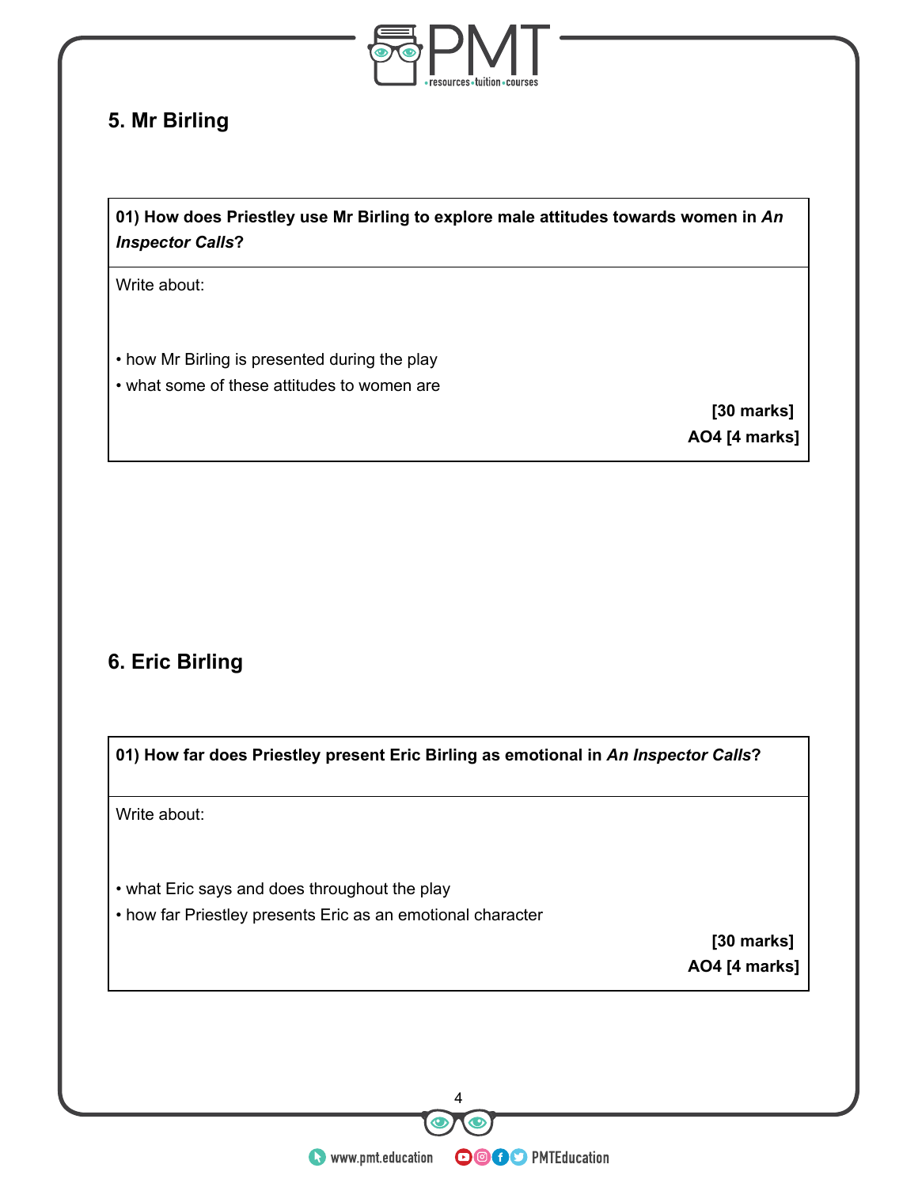## 5. Mr Birling

**01) How does Priestley use Mr Birling to explore male attitudes towards women in *An Inspector Calls*?**

Write about:

- how Mr Birling is presented during the play
- what some of these attitudes to women are

**[30 marks]**
**AO4 [4 marks]**

## 6. Eric Birling

**01) How far does Priestley present Eric Birling as emotional in *An Inspector Calls*?**

Write about:

- what Eric says and does throughout the play
- how far Priestley presents Eric as an emotional character

**[30 marks]**
**AO4 [4 marks]**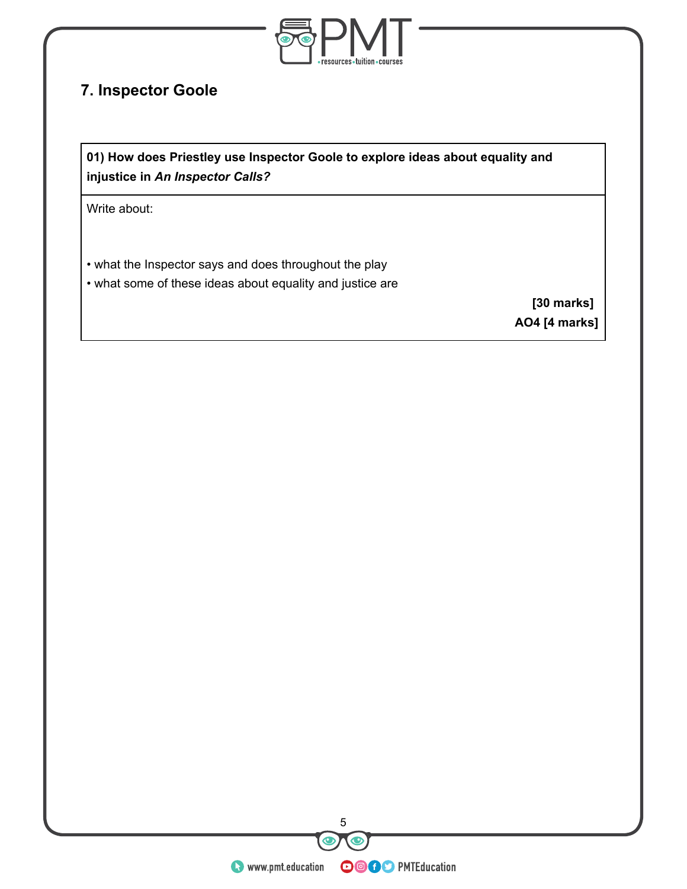## 7. Inspector Goole

| **01) How does Priestley use Inspector Goole to explore ideas about equality and injustice in *An Inspector Calls?*** |
|---|
| Write about:<br><br>• what the Inspector says and does throughout the play<br>• what some of these ideas about equality and justice are<br><br>**[30 marks]**<br>**AO4 [4 marks]** |